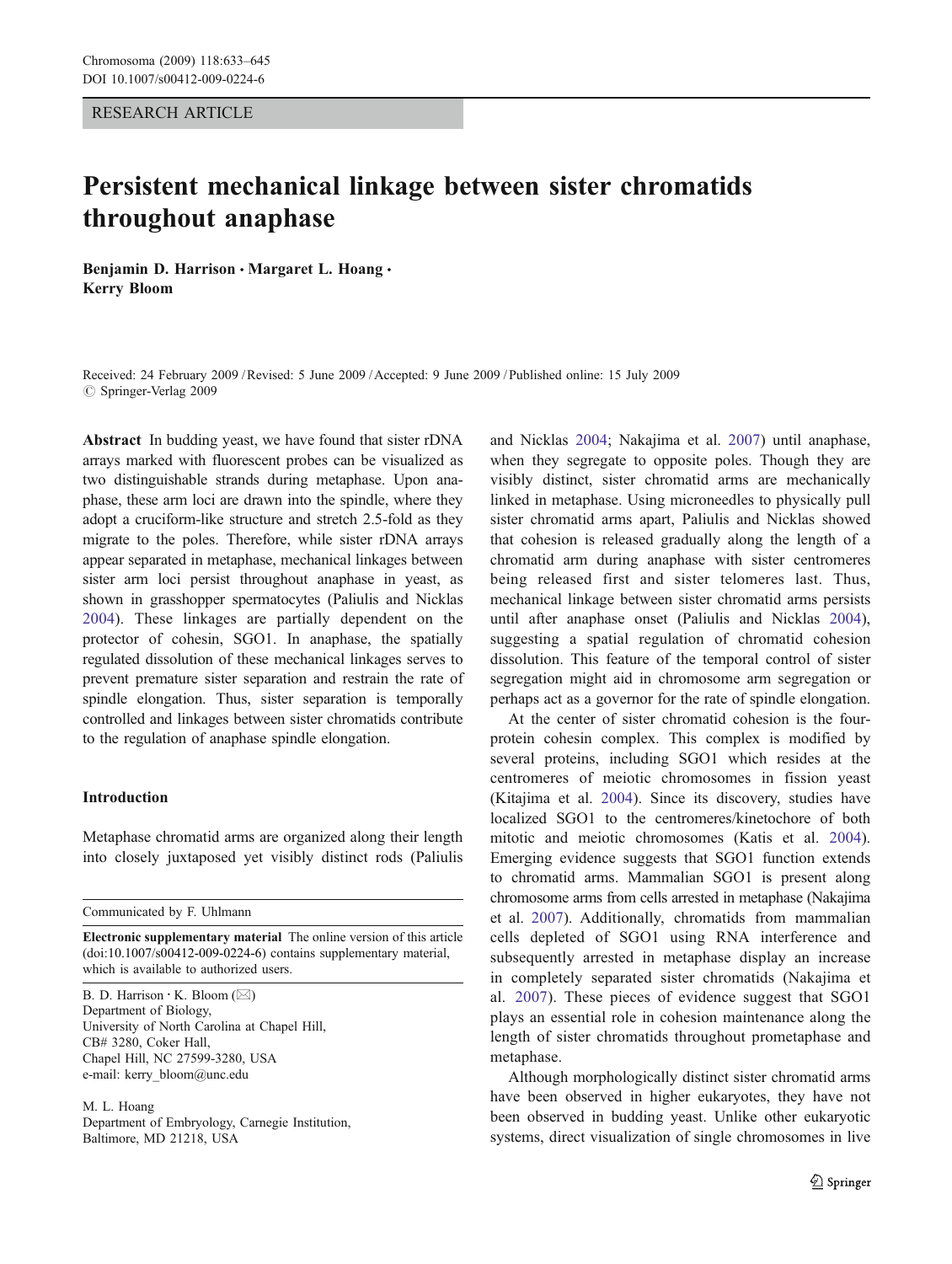RESEARCH ARTICLE

# Persistent mechanical linkage between sister chromatids throughout anaphase

**Benjamin D. Harrison · Margaret L. Hoang · Kerry Bloom**

Received: 24 February 2009 / Revised: 5 June 2009 / Accepted: 9 June 2009 / Published online: 15 July 2009
© Springer-Verlag 2009

**Abstract** In budding yeast, we have found that sister rDNA arrays marked with fluorescent probes can be visualized as two distinguishable strands during metaphase. Upon anaphase, these arm loci are drawn into the spindle, where they adopt a cruciform-like structure and stretch 2.5-fold as they migrate to the poles. Therefore, while sister rDNA arrays appear separated in metaphase, mechanical linkages between sister arm loci persist throughout anaphase in yeast, as shown in grasshopper spermatocytes (Paliulis and Nicklas 2004). These linkages are partially dependent on the protector of cohesin, SGO1. In anaphase, the spatially regulated dissolution of these mechanical linkages serves to prevent premature sister separation and restrain the rate of spindle elongation. Thus, sister separation is temporally controlled and linkages between sister chromatids contribute to the regulation of anaphase spindle elongation.

## Introduction

Metaphase chromatid arms are organized along their length into closely juxtaposed yet visibly distinct rods (Paliulis and Nicklas 2004; Nakajima et al. 2007) until anaphase, when they segregate to opposite poles. Though they are visibly distinct, sister chromatid arms are mechanically linked in metaphase. Using microneedles to physically pull sister chromatid arms apart, Paliulis and Nicklas showed that cohesion is released gradually along the length of a chromatid arm during anaphase with sister centromeres being released first and sister telomeres last. Thus, mechanical linkage between sister chromatid arms persists until after anaphase onset (Paliulis and Nicklas 2004), suggesting a spatial regulation of chromatid cohesion dissolution. This feature of the temporal control of sister segregation might aid in chromosome arm segregation or perhaps act as a governor for the rate of spindle elongation.

At the center of sister chromatid cohesion is the four-protein cohesin complex. This complex is modified by several proteins, including SGO1 which resides at the centromeres of meiotic chromosomes in fission yeast (Kitajima et al. 2004). Since its discovery, studies have localized SGO1 to the centromeres/kinetochore of both mitotic and meiotic chromosomes (Katis et al. 2004). Emerging evidence suggests that SGO1 function extends to chromatid arms. Mammalian SGO1 is present along chromosome arms from cells arrested in metaphase (Nakajima et al. 2007). Additionally, chromatids from mammalian cells depleted of SGO1 using RNA interference and subsequently arrested in metaphase display an increase in completely separated sister chromatids (Nakajima et al. 2007). These pieces of evidence suggest that SGO1 plays an essential role in cohesion maintenance along the length of sister chromatids throughout prometaphase and metaphase.

Although morphologically distinct sister chromatid arms have been observed in higher eukaryotes, they have not been observed in budding yeast. Unlike other eukaryotic systems, direct visualization of single chromosomes in live

---

Communicated by F. Uhlmann

**Electronic supplementary material** The online version of this article (doi:10.1007/s00412-009-0224-6) contains supplementary material, which is available to authorized users.

B. D. Harrison · K. Bloom (✉)
Department of Biology,
University of North Carolina at Chapel Hill,
CB# 3280, Coker Hall,
Chapel Hill, NC 27599-3280, USA
e-mail: kerry_bloom@unc.edu

M. L. Hoang
Department of Embryology, Carnegie Institution,
Baltimore, MD 21218, USA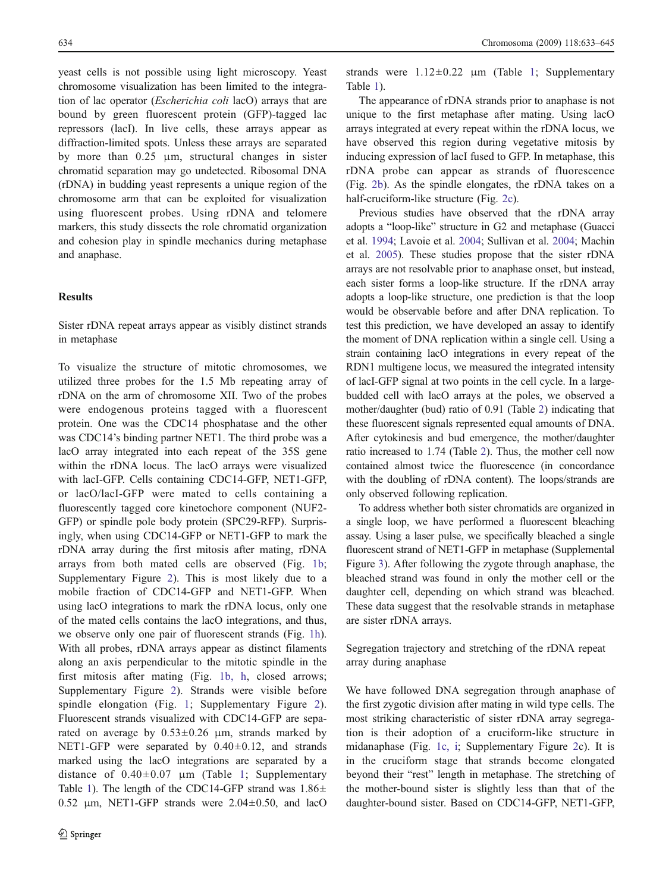yeast cells is not possible using light microscopy. Yeast chromosome visualization has been limited to the integration of lac operator (*Escherichia coli* lacO) arrays that are bound by green fluorescent protein (GFP)-tagged lac repressors (lacI). In live cells, these arrays appear as diffraction-limited spots. Unless these arrays are separated by more than 0.25 µm, structural changes in sister chromatid separation may go undetected. Ribosomal DNA (rDNA) in budding yeast represents a unique region of the chromosome arm that can be exploited for visualization using fluorescent probes. Using rDNA and telomere markers, this study dissects the role chromatid organization and cohesion play in spindle mechanics during metaphase and anaphase.

## Results

### Sister rDNA repeat arrays appear as visibly distinct strands in metaphase

To visualize the structure of mitotic chromosomes, we utilized three probes for the 1.5 Mb repeating array of rDNA on the arm of chromosome XII. Two of the probes were endogenous proteins tagged with a fluorescent protein. One was the CDC14 phosphatase and the other was CDC14's binding partner NET1. The third probe was a lacO array integrated into each repeat of the 35S gene within the rDNA locus. The lacO arrays were visualized with lacI-GFP. Cells containing CDC14-GFP, NET1-GFP, or lacO/lacI-GFP were mated to cells containing a fluorescently tagged core kinetochore component (NUF2-GFP) or spindle pole body protein (SPC29-RFP). Surprisingly, when using CDC14-GFP or NET1-GFP to mark the rDNA array during the first mitosis after mating, rDNA arrays from both mated cells are observed (Fig. 1b; Supplementary Figure 2). This is most likely due to a mobile fraction of CDC14-GFP and NET1-GFP. When using lacO integrations to mark the rDNA locus, only one of the mated cells contains the lacO integrations, and thus, we observe only one pair of fluorescent strands (Fig. 1h). With all probes, rDNA arrays appear as distinct filaments along an axis perpendicular to the mitotic spindle in the first mitosis after mating (Fig. 1b, h, closed arrows; Supplementary Figure 2). Strands were visible before spindle elongation (Fig. 1; Supplementary Figure 2). Fluorescent strands visualized with CDC14-GFP are separated on average by $0.53 \pm 0.26$ µm, strands marked by NET1-GFP were separated by $0.40 \pm 0.12$, and strands marked using the lacO integrations are separated by a distance of $0.40 \pm 0.07$ µm (Table 1; Supplementary Table 1). The length of the CDC14-GFP strand was $1.86 \pm 0.52$ µm, NET1-GFP strands were $2.04 \pm 0.50$, and lacO strands were $1.12 \pm 0.22$ µm (Table 1; Supplementary Table 1).

The appearance of rDNA strands prior to anaphase is not unique to the first metaphase after mating. Using lacO arrays integrated at every repeat within the rDNA locus, we have observed this region during vegetative mitosis by inducing expression of lacI fused to GFP. In metaphase, this rDNA probe can appear as strands of fluorescence (Fig. 2b). As the spindle elongates, the rDNA takes on a half-cruciform-like structure (Fig. 2c).

Previous studies have observed that the rDNA array adopts a "loop-like" structure in G2 and metaphase (Guacci et al. 1994; Lavoie et al. 2004; Sullivan et al. 2004; Machin et al. 2005). These studies propose that the sister rDNA arrays are not resolvable prior to anaphase onset, but instead, each sister forms a loop-like structure. If the rDNA array adopts a loop-like structure, one prediction is that the loop would be observable before and after DNA replication. To test this prediction, we have developed an assay to identify the moment of DNA replication within a single cell. Using a strain containing lacO integrations in every repeat of the RDN1 multigene locus, we measured the integrated intensity of lacI-GFP signal at two points in the cell cycle. In a large-budded cell with lacO arrays at the poles, we observed a mother/daughter (bud) ratio of 0.91 (Table 2) indicating that these fluorescent signals represented equal amounts of DNA. After cytokinesis and bud emergence, the mother/daughter ratio increased to 1.74 (Table 2). Thus, the mother cell now contained almost twice the fluorescence (in concordance with the doubling of rDNA content). The loops/strands are only observed following replication.

To address whether both sister chromatids are organized in a single loop, we have performed a fluorescent bleaching assay. Using a laser pulse, we specifically bleached a single fluorescent strand of NET1-GFP in metaphase (Supplemental Figure 3). After following the zygote through anaphase, the bleached strand was found in only the mother cell or the daughter cell, depending on which strand was bleached. These data suggest that the resolvable strands in metaphase are sister rDNA arrays.

### Segregation trajectory and stretching of the rDNA repeat array during anaphase

We have followed DNA segregation through anaphase of the first zygotic division after mating in wild type cells. The most striking characteristic of sister rDNA array segregation is their adoption of a cruciform-like structure in midanaphase (Fig. 1c, i; Supplementary Figure 2c). It is in the cruciform stage that strands become elongated beyond their "rest" length in metaphase. The stretching of the mother-bound sister is slightly less than that of the daughter-bound sister. Based on CDC14-GFP, NET1-GFP,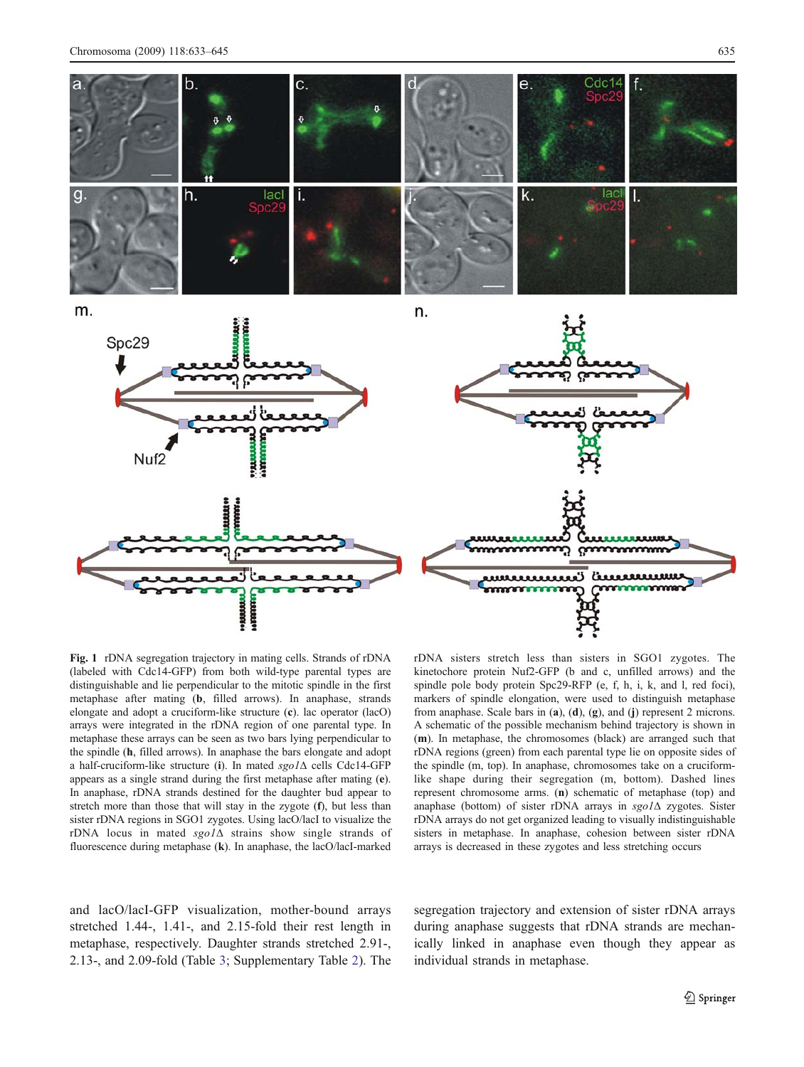**Fig. 1** rDNA segregation trajectory in mating cells. Strands of rDNA (labeled with Cdc14-GFP) from both wild-type parental types are distinguishable and lie perpendicular to the mitotic spindle in the first metaphase after mating (**b**, filled arrows). In anaphase, strands elongate and adopt a cruciform-like structure (**c**). lac operator (lacO) arrays were integrated in the rDNA region of one parental type. In metaphase these arrays can be seen as two bars lying perpendicular to the spindle (**h**, filled arrows). In anaphase the bars elongate and adopt a half-cruciform-like structure (**i**). In mated *sgo1*Δ cells Cdc14-GFP appears as a single strand during the first metaphase after mating (**e**). In anaphase, rDNA strands destined for the daughter bud appear to stretch more than those that will stay in the zygote (**f**), but less than sister rDNA regions in SGO1 zygotes. Using lacO/lacI to visualize the rDNA locus in mated *sgo1*Δ strains show single strands of fluorescence during metaphase (**k**). In anaphase, the lacO/lacI-marked rDNA sisters stretch less than sisters in SGO1 zygotes. The kinetochore protein Nuf2-GFP (**b** and **c**, unfilled arrows) and the spindle pole body protein Spc29-RFP (**e**, **f**, **h**, **i**, **k**, and **l**, red foci), markers of spindle elongation, were used to distinguish metaphase from anaphase. Scale bars in (**a**), (**d**), (**g**), and (**j**) represent 2 microns. A schematic of the possible mechanism behind trajectory is shown in (**m**). In metaphase, the chromosomes (black) are arranged such that rDNA regions (green) from each parental type lie on opposite sides of the spindle (m, top). In anaphase, chromosomes take on a cruciform-like shape during their segregation (m, bottom). Dashed lines represent chromosome arms. (**n**) schematic of metaphase (top) and anaphase (bottom) of sister rDNA arrays in *sgo1*Δ zygotes. Sister rDNA arrays do not get organized leading to visually indistinguishable sisters in metaphase. In anaphase, cohesion between sister rDNA arrays is decreased in these zygotes and less stretching occurs

and lacO/lacI-GFP visualization, mother-bound arrays stretched 1.44-, 1.41-, and 2.15-fold their rest length in metaphase, respectively. Daughter strands stretched 2.91-, 2.13-, and 2.09-fold (Table 3; Supplementary Table 2). The segregation trajectory and extension of sister rDNA arrays during anaphase suggests that rDNA strands are mechanically linked in anaphase even though they appear as individual strands in metaphase.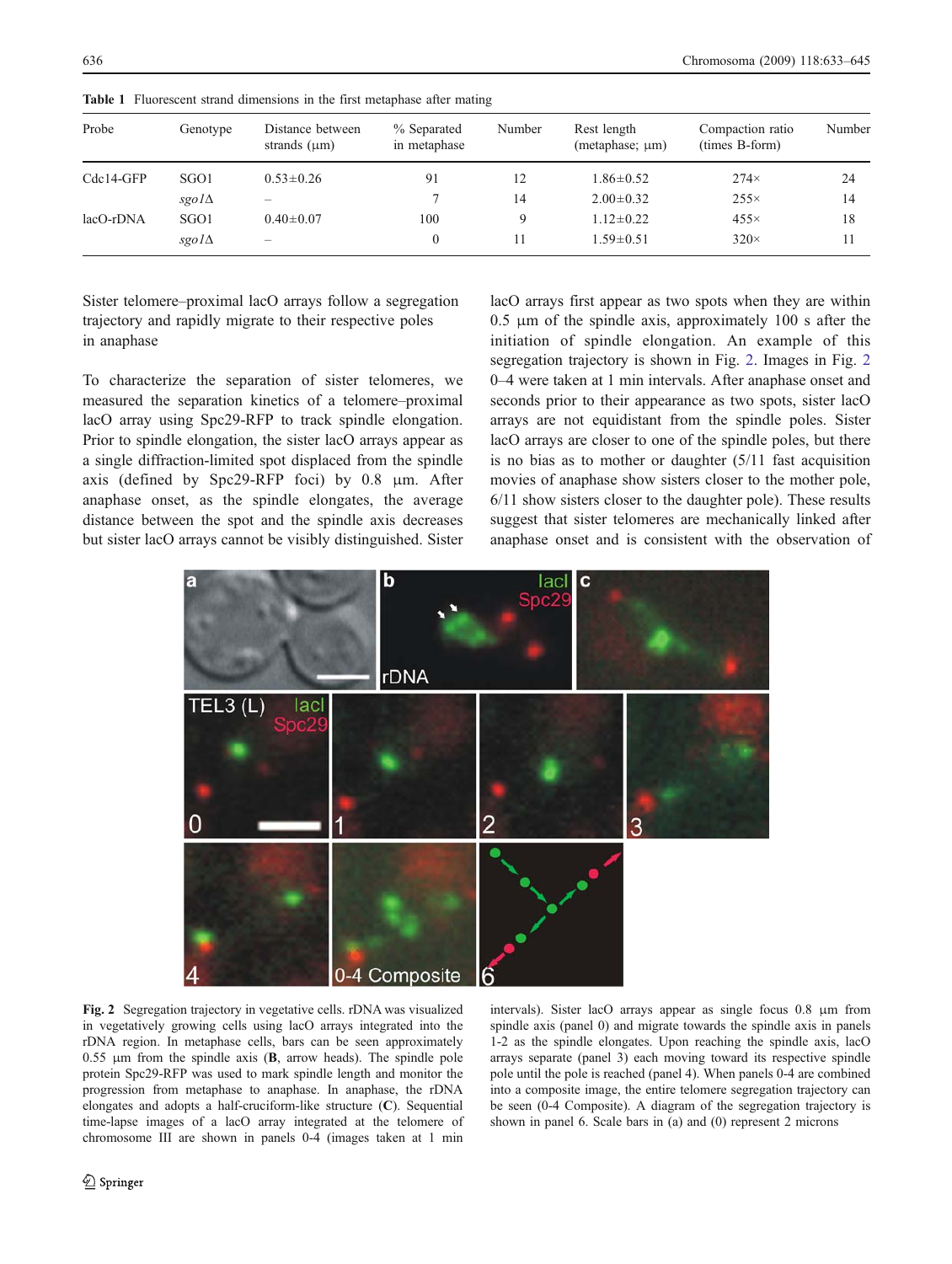**Table 1** Fluorescent strand dimensions in the first metaphase after mating

| Probe | Genotype | Distance between strands (μm) | % Separated in metaphase | Number | Rest length (metaphase; μm) | Compaction ratio (times B-form) | Number |
|---|---|---|---|---|---|---|---|
| Cdc14-GFP | SGO1 | 0.53±0.26 | 91 | 12 | 1.86±0.52 | 274× | 24 |
| | *sgo1Δ* | – | 7 | 14 | 2.00±0.32 | 255× | 14 |
| lacO-rDNA | SGO1 | 0.40±0.07 | 100 | 9 | 1.12±0.22 | 455× | 18 |
| | *sgo1Δ* | – | 0 | 11 | 1.59±0.51 | 320× | 11 |

### Sister telomere–proximal lacO arrays follow a segregation trajectory and rapidly migrate to their respective poles in anaphase

To characterize the separation of sister telomeres, we measured the separation kinetics of a telomere–proximal lacO array using Spc29-RFP to track spindle elongation. Prior to spindle elongation, the sister lacO arrays appear as a single diffraction-limited spot displaced from the spindle axis (defined by Spc29-RFP foci) by 0.8 μm. After anaphase onset, as the spindle elongates, the average distance between the spot and the spindle axis decreases but sister lacO arrays cannot be visibly distinguished. Sister lacO arrays first appear as two spots when they are within 0.5 μm of the spindle axis, approximately 100 s after the initiation of spindle elongation. An example of this segregation trajectory is shown in Fig. 2. Images in Fig. 2 0–4 were taken at 1 min intervals. After anaphase onset and seconds prior to their appearance as two spots, sister lacO arrays are not equidistant from the spindle poles. Sister lacO arrays are closer to one of the spindle poles, but there is no bias as to mother or daughter (5/11 fast acquisition movies of anaphase show sisters closer to the mother pole, 6/11 show sisters closer to the daughter pole). These results suggest that sister telomeres are mechanically linked after anaphase onset and is consistent with the observation of

**Fig. 2** Segregation trajectory in vegetative cells. rDNA was visualized in vegetatively growing cells using lacO arrays integrated into the rDNA region. In metaphase cells, bars can be seen approximately 0.55 μm from the spindle axis (**B**, arrow heads). The spindle pole protein Spc29-RFP was used to mark spindle length and monitor the progression from metaphase to anaphase. In anaphase, the rDNA elongates and adopts a half-cruciform-like structure (**C**). Sequential time-lapse images of a lacO array integrated at the telomere of chromosome III are shown in panels 0-4 (images taken at 1 min intervals). Sister lacO arrays appear as single focus 0.8 μm from spindle axis (panel 0) and migrate towards the spindle axis in panels 1-2 as the spindle elongates. Upon reaching the spindle axis, lacO arrays separate (panel 3) each moving toward its respective spindle pole until the pole is reached (panel 4). When panels 0-4 are combined into a composite image, the entire telomere segregation trajectory can be seen (0-4 Composite). A diagram of the segregation trajectory is shown in panel 6. Scale bars in (a) and (0) represent 2 microns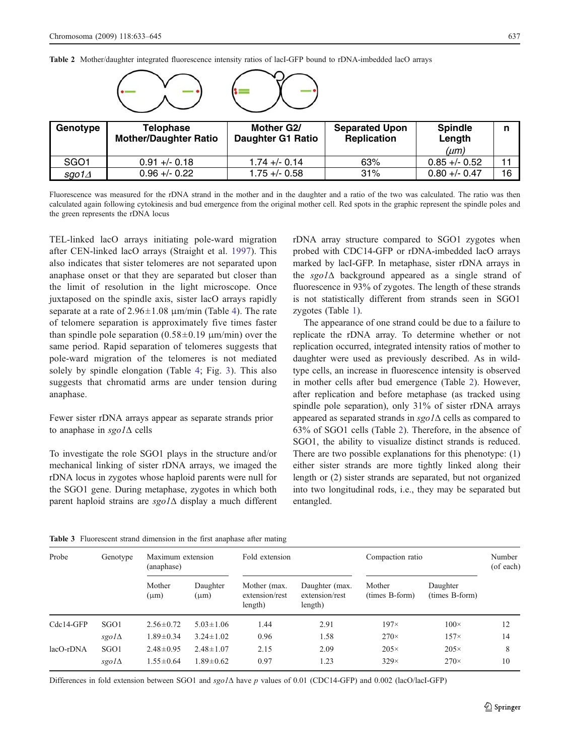Table 2 Mother/daughter integrated fluorescence intensity ratios of lacI-GFP bound to rDNA-imbedded lacO arrays

| Genotype | Telophase Mother/Daughter Ratio | Mother G2/ Daughter G1 Ratio | Separated Upon Replication | Spindle Length (*μm*) | n |
|---|---|---|---|---|---|
| SGO1 | 0.91 +/- 0.18 | 1.74 +/- 0.14 | 63% | 0.85 +/- 0.52 | 11 |
| *sgo1Δ* | 0.96 +/- 0.22 | 1.75 +/- 0.58 | 31% | 0.80 +/- 0.47 | 16 |

Fluorescence was measured for the rDNA strand in the mother and in the daughter and a ratio of the two was calculated. The ratio was then calculated again following cytokinesis and bud emergence from the original mother cell. Red spots in the graphic represent the spindle poles and the green represents the rDNA locus

TEL-linked lacO arrays initiating pole-ward migration after CEN-linked lacO arrays (Straight et al. 1997). This also indicates that sister telomeres are not separated upon anaphase onset or that they are separated but closer than the limit of resolution in the light microscope. Once juxtaposed on the spindle axis, sister lacO arrays rapidly separate at a rate of $2.96 \pm 1.08$ μm/min (Table 4). The rate of telomere separation is approximately five times faster than spindle pole separation ($0.58 \pm 0.19$ μm/min) over the same period. Rapid separation of telomeres suggests that pole-ward migration of the telomeres is not mediated solely by spindle elongation (Table 4; Fig. 3). This also suggests that chromatid arms are under tension during anaphase.

## Fewer sister rDNA arrays appear as separate strands prior to anaphase in *sgo1Δ* cells

To investigate the role SGO1 plays in the structure and/or mechanical linking of sister rDNA arrays, we imaged the rDNA locus in zygotes whose haploid parents were null for the SGO1 gene. During metaphase, zygotes in which both parent haploid strains are *sgo1Δ* display a much different rDNA array structure compared to SGO1 zygotes when probed with CDC14-GFP or rDNA-imbedded lacO arrays marked by lacI-GFP. In metaphase, sister rDNA arrays in the *sgo1Δ* background appeared as a single strand of fluorescence in 93% of zygotes. The length of these strands is not statistically different from strands seen in SGO1 zygotes (Table 1).

The appearance of one strand could be due to a failure to replicate the rDNA array. To determine whether or not replication occurred, integrated intensity ratios of mother to daughter were used as previously described. As in wild-type cells, an increase in fluorescence intensity is observed in mother cells after bud emergence (Table 2). However, after replication and before metaphase (as tracked using spindle pole separation), only 31% of sister rDNA arrays appeared as separated strands in *sgo1Δ* cells as compared to 63% of SGO1 cells (Table 2). Therefore, in the absence of SGO1, the ability to visualize distinct strands is reduced. There are two possible explanations for this phenotype: (1) either sister strands are more tightly linked along their length or (2) sister strands are separated, but not organized into two longitudinal rods, i.e., they may be separated but entangled.

Table 3 Fluorescent strand dimension in the first anaphase after mating

| Probe | Genotype | Maximum extension (anaphase) | | Fold extension | | Compaction ratio | | Number (of each) |
|---|---|---|---|---|---|---|---|---|
| | | Mother (μm) | Daughter (μm) | Mother (max. extension/rest length) | Daughter (max. extension/rest length) | Mother (times B-form) | Daughter (times B-form) | |
| Cdc14-GFP | SGO1 | $2.56 \pm 0.72$ | $5.03 \pm 1.06$ | 1.44 | 2.91 | 197× | 100× | 12 |
| | *sgo1Δ* | $1.89 \pm 0.34$ | $3.24 \pm 1.02$ | 0.96 | 1.58 | 270× | 157× | 14 |
| lacO-rDNA | SGO1 | $2.48 \pm 0.95$ | $2.48 \pm 1.07$ | 2.15 | 2.09 | 205× | 205× | 8 |
| | *sgo1Δ* | $1.55 \pm 0.64$ | $1.89 \pm 0.62$ | 0.97 | 1.23 | 329× | 270× | 10 |

Differences in fold extension between SGO1 and *sgo1Δ* have p values of 0.01 (CDC14-GFP) and 0.002 (lacO/lacI-GFP)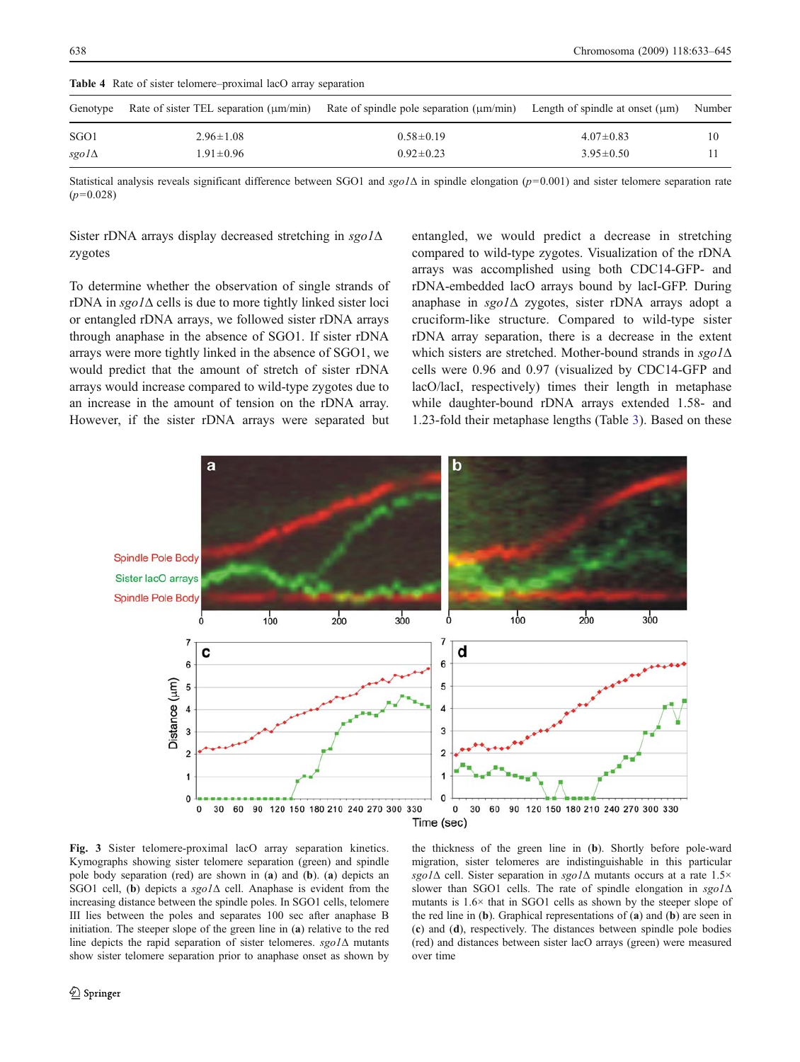**Table 4** Rate of sister telomere–proximal lacO array separation

| Genotype | Rate of sister TEL separation (μm/min) | Rate of spindle pole separation (μm/min) | Length of spindle at onset (μm) | Number |
|---|---|---|---|---|
| SGO1 | 2.96±1.08 | 0.58±0.19 | 4.07±0.83 | 10 |
| *sgo1Δ* | 1.91±0.96 | 0.92±0.23 | 3.95±0.50 | 11 |

Statistical analysis reveals significant difference between SGO1 and *sgo1Δ* in spindle elongation ($p$=0.001) and sister telomere separation rate ($p$=0.028)

### Sister rDNA arrays display decreased stretching in *sgo1Δ* zygotes

To determine whether the observation of single strands of rDNA in *sgo1Δ* cells is due to more tightly linked sister loci or entangled rDNA arrays, we followed sister rDNA arrays through anaphase in the absence of SGO1. If sister rDNA arrays were more tightly linked in the absence of SGO1, we would predict that the amount of stretch of sister rDNA arrays would increase compared to wild-type zygotes due to an increase in the amount of tension on the rDNA array. However, if the sister rDNA arrays were separated but entangled, we would predict a decrease in stretching compared to wild-type zygotes. Visualization of the rDNA arrays was accomplished using both CDC14-GFP- and rDNA-embedded lacO arrays bound by lacI-GFP. During anaphase in *sgo1Δ* zygotes, sister rDNA arrays adopt a cruciform-like structure. Compared to wild-type sister rDNA array separation, there is a decrease in the extent which sisters are stretched. Mother-bound strands in *sgo1Δ* cells were 0.96 and 0.97 (visualized by CDC14-GFP and lacO/lacI, respectively) times their length in metaphase while daughter-bound rDNA arrays extended 1.58- and 1.23-fold their metaphase lengths (Table 3). Based on these

a

b

Spindle Pole Body

Sister lacO arrays

Spindle Pole Body

0 100 200 300

0 100 200 300

c

d

Distance (μm)

0 1 2 3 4 5 6 7

0 30 60 90 120 150 180 210 240 270 300 330

Time (sec)

**Fig. 3** Sister telomere-proximal lacO array separation kinetics. Kymographs showing sister telomere separation (green) and spindle pole body separation (red) are shown in (**a**) and (**b**). (**a**) depicts an SGO1 cell, (**b**) depicts a *sgo1Δ* cell. Anaphase is evident from the increasing distance between the spindle poles. In SGO1 cells, telomere III lies between the poles and separates 100 sec after anaphase B initiation. The steeper slope of the green line in (**a**) relative to the red line depicts the rapid separation of sister telomeres. *sgo1Δ* mutants show sister telomere separation prior to anaphase onset as shown by the thickness of the green line in (**b**). Shortly before pole-ward migration, sister telomeres are indistinguishable in this particular *sgo1Δ* cell. Sister separation in *sgo1Δ* mutants occurs at a rate 1.5× slower than SGO1 cells. The rate of spindle elongation in *sgo1Δ* mutants is 1.6× that in SGO1 cells as shown by the steeper slope of the red line in (**b**). Graphical representations of (**a**) and (**b**) are seen in (**c**) and (**d**), respectively. The distances between spindle pole bodies (red) and distances between sister lacO arrays (green) were measured over time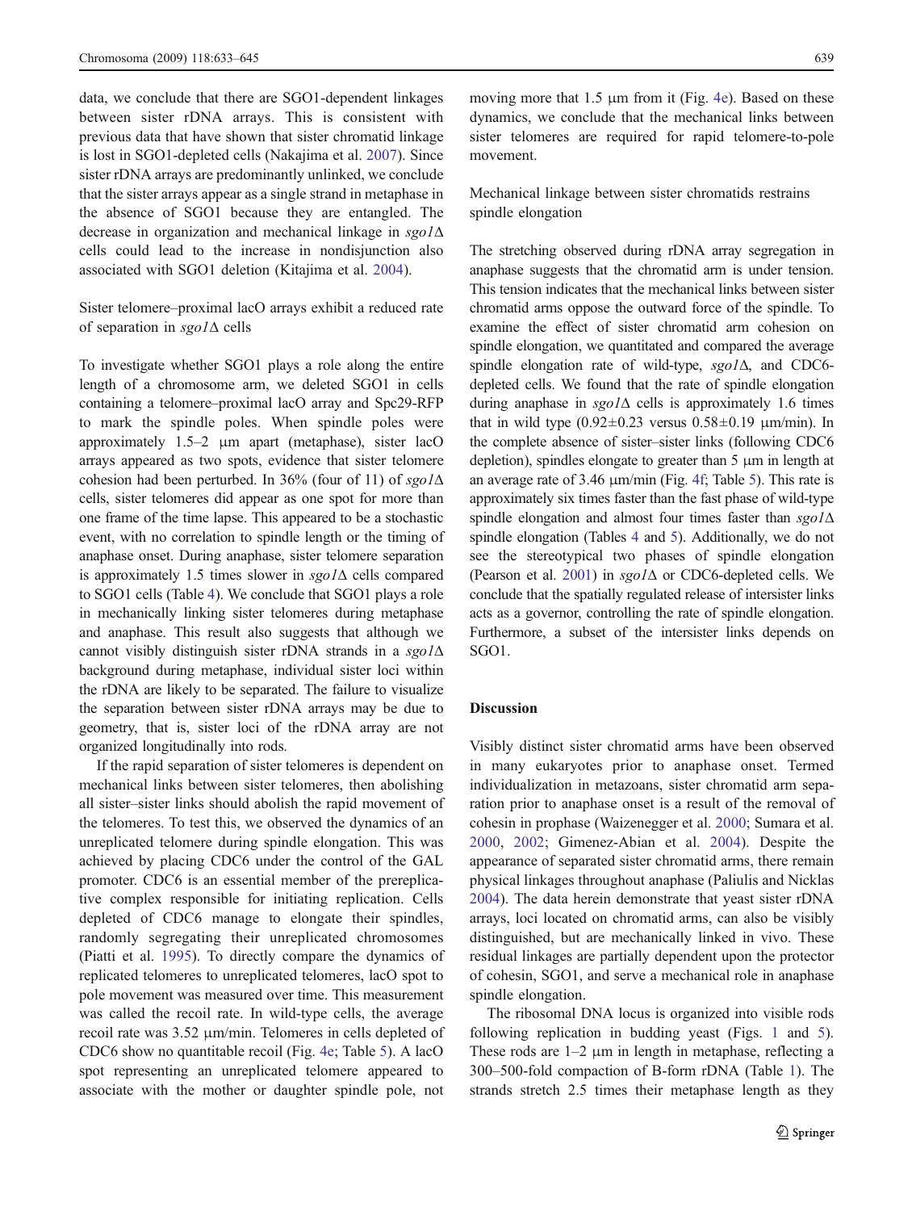data, we conclude that there are SGO1-dependent linkages between sister rDNA arrays. This is consistent with previous data that have shown that sister chromatid linkage is lost in SGO1-depleted cells (Nakajima et al. 2007). Since sister rDNA arrays are predominantly unlinked, we conclude that the sister arrays appear as a single strand in metaphase in the absence of SGO1 because they are entangled. The decrease in organization and mechanical linkage in *sgo1Δ* cells could lead to the increase in nondisjunction also associated with SGO1 deletion (Kitajima et al. 2004).

## Sister telomere–proximal lacO arrays exhibit a reduced rate of separation in *sgo1Δ* cells

To investigate whether SGO1 plays a role along the entire length of a chromosome arm, we deleted SGO1 in cells containing a telomere–proximal lacO array and Spc29-RFP to mark the spindle poles. When spindle poles were approximately 1.5–2 μm apart (metaphase), sister lacO arrays appeared as two spots, evidence that sister telomere cohesion had been perturbed. In 36% (four of 11) of *sgo1Δ* cells, sister telomeres did appear as one spot for more than one frame of the time lapse. This appeared to be a stochastic event, with no correlation to spindle length or the timing of anaphase onset. During anaphase, sister telomere separation is approximately 1.5 times slower in *sgo1Δ* cells compared to SGO1 cells (Table 4). We conclude that SGO1 plays a role in mechanically linking sister telomeres during metaphase and anaphase. This result also suggests that although we cannot visibly distinguish sister rDNA strands in a *sgo1Δ* background during metaphase, individual sister loci within the rDNA are likely to be separated. The failure to visualize the separation between sister rDNA arrays may be due to geometry, that is, sister loci of the rDNA array are not organized longitudinally into rods.

If the rapid separation of sister telomeres is dependent on mechanical links between sister telomeres, then abolishing all sister–sister links should abolish the rapid movement of the telomeres. To test this, we observed the dynamics of an unreplicated telomere during spindle elongation. This was achieved by placing CDC6 under the control of the GAL promoter. CDC6 is an essential member of the prereplicative complex responsible for initiating replication. Cells depleted of CDC6 manage to elongate their spindles, randomly segregating their unreplicated chromosomes (Piatti et al. 1995). To directly compare the dynamics of replicated telomeres to unreplicated telomeres, lacO spot to pole movement was measured over time. This measurement was called the recoil rate. In wild-type cells, the average recoil rate was 3.52 μm/min. Telomeres in cells depleted of CDC6 show no quantitable recoil (Fig. 4e; Table 5). A lacO spot representing an unreplicated telomere appeared to associate with the mother or daughter spindle pole, not moving more that 1.5 μm from it (Fig. 4e). Based on these dynamics, we conclude that the mechanical links between sister telomeres are required for rapid telomere-to-pole movement.

## Mechanical linkage between sister chromatids restrains spindle elongation

The stretching observed during rDNA array segregation in anaphase suggests that the chromatid arm is under tension. This tension indicates that the mechanical links between sister chromatid arms oppose the outward force of the spindle. To examine the effect of sister chromatid arm cohesion on spindle elongation, we quantitated and compared the average spindle elongation rate of wild-type, *sgo1Δ*, and CDC6-depleted cells. We found that the rate of spindle elongation during anaphase in *sgo1Δ* cells is approximately 1.6 times that in wild type (0.92±0.23 versus 0.58±0.19 μm/min). In the complete absence of sister–sister links (following CDC6 depletion), spindles elongate to greater than 5 μm in length at an average rate of 3.46 μm/min (Fig. 4f; Table 5). This rate is approximately six times faster than the fast phase of wild-type spindle elongation and almost four times faster than *sgo1Δ* spindle elongation (Tables 4 and 5). Additionally, we do not see the stereotypical two phases of spindle elongation (Pearson et al. 2001) in *sgo1Δ* or CDC6-depleted cells. We conclude that the spatially regulated release of intersister links acts as a governor, controlling the rate of spindle elongation. Furthermore, a subset of the intersister links depends on SGO1.

## Discussion

Visibly distinct sister chromatid arms have been observed in many eukaryotes prior to anaphase onset. Termed individualization in metazoans, sister chromatid arm separation prior to anaphase onset is a result of the removal of cohesin in prophase (Waizenegger et al. 2000; Sumara et al. 2000, 2002; Gimenez-Abian et al. 2004). Despite the appearance of separated sister chromatid arms, there remain physical linkages throughout anaphase (Paliulis and Nicklas 2004). The data herein demonstrate that yeast sister rDNA arrays, loci located on chromatid arms, can also be visibly distinguished, but are mechanically linked in vivo. These residual linkages are partially dependent upon the protector of cohesin, SGO1, and serve a mechanical role in anaphase spindle elongation.

The ribosomal DNA locus is organized into visible rods following replication in budding yeast (Figs. 1 and 5). These rods are 1–2 μm in length in metaphase, reflecting a 300–500-fold compaction of B-form rDNA (Table 1). The strands stretch 2.5 times their metaphase length as they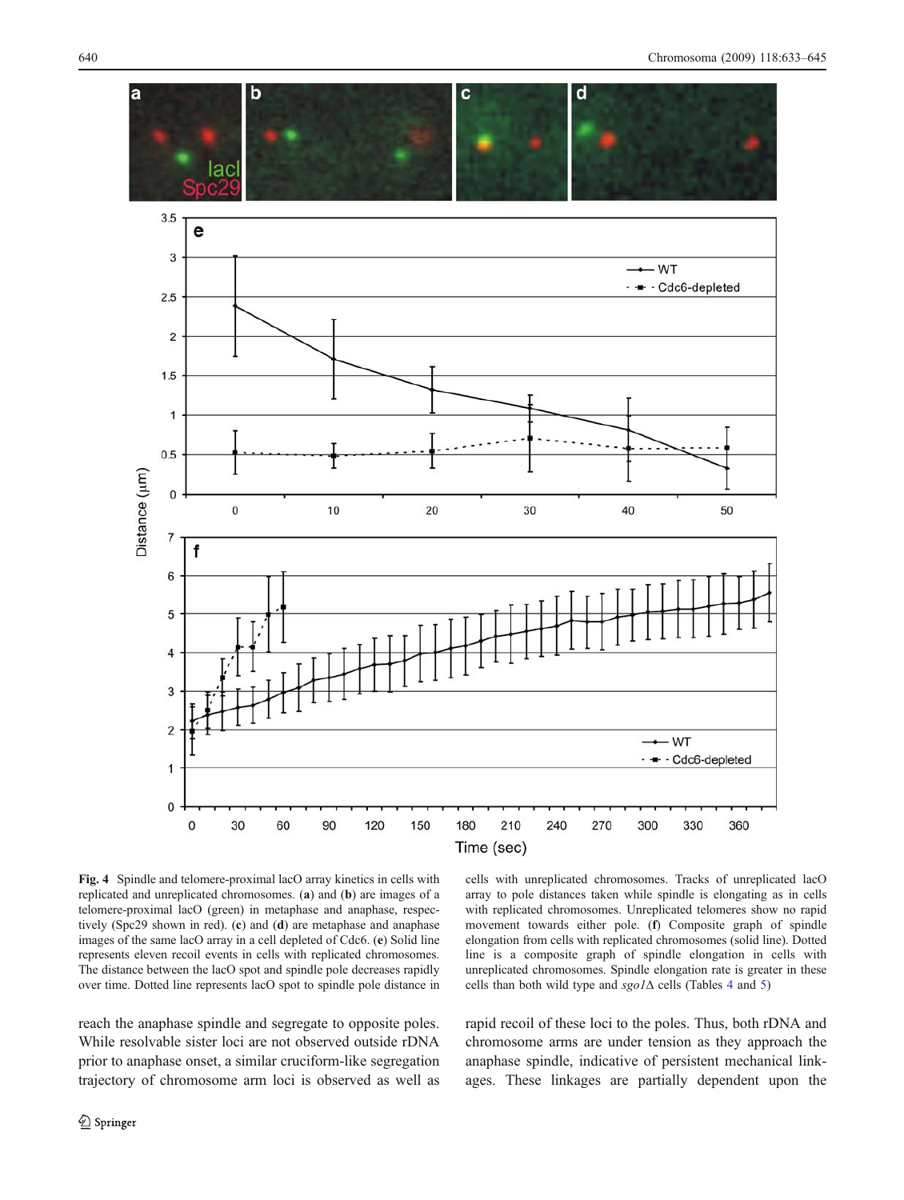a b c d

lacI
Spc29

e

3.5
3
2.5
2
1.5
1
0.5
0

WT
Cdc6-depleted

0 10 20 30 40 50

Distance (μm)

f

7
6
5
4
3
2
1
0

WT
Cdc6-depleted

0 30 60 90 120 150 180 210 240 270 300 330 360

Time (sec)

**Fig. 4** Spindle and telomere-proximal lacO array kinetics in cells with replicated and unreplicated chromosomes. (**a**) and (**b**) are images of a telomere-proximal lacO (green) in metaphase and anaphase, respectively (Spc29 shown in red). (**c**) and (**d**) are metaphase and anaphase images of the same lacO array in a cell depleted of Cdc6. (**e**) Solid line represents eleven recoil events in cells with replicated chromosomes. The distance between the lacO spot and spindle pole decreases rapidly over time. Dotted line represents lacO spot to spindle pole distance in cells with unreplicated chromosomes. Tracks of unreplicated lacO array to pole distances taken while spindle is elongating as in cells with replicated chromosomes. Unreplicated telomeres show no rapid movement towards either pole. (**f**) Composite graph of spindle elongation from cells with replicated chromosomes (solid line). Dotted line is a composite graph of spindle elongation in cells with unreplicated chromosomes. Spindle elongation rate is greater in these cells than both wild type and *sgo1Δ* cells (Tables 4 and 5)

reach the anaphase spindle and segregate to opposite poles. While resolvable sister loci are not observed outside rDNA prior to anaphase onset, a similar cruciform-like segregation trajectory of chromosome arm loci is observed as well as rapid recoil of these loci to the poles. Thus, both rDNA and chromosome arms are under tension as they approach the anaphase spindle, indicative of persistent mechanical linkages. These linkages are partially dependent upon the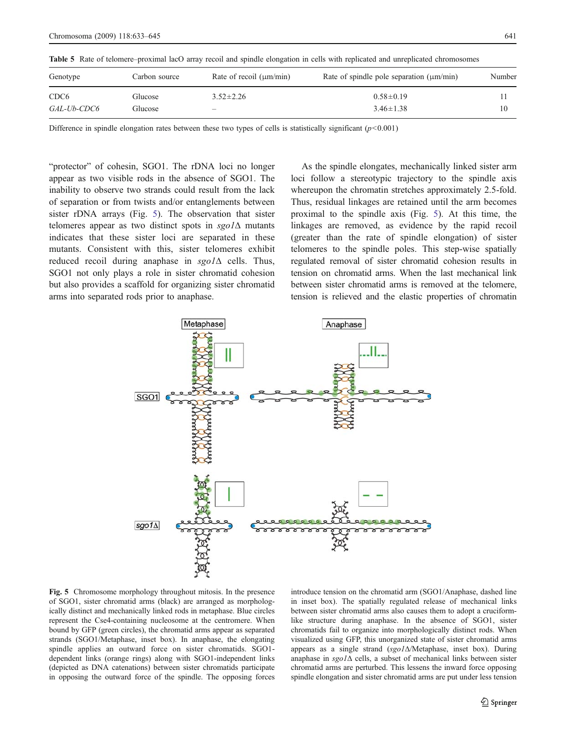**Table 5** Rate of telomere–proximal lacO array recoil and spindle elongation in cells with replicated and unreplicated chromosomes

| Genotype | Carbon source | Rate of recoil (μm/min) | Rate of spindle pole separation (μm/min) | Number |
|---|---|---|---|---|
| CDC6 | Glucose | 3.52±2.26 | 0.58±0.19 | 11 |
| *GAL-Ub-CDC6* | Glucose | – | 3.46±1.38 | 10 |

Difference in spindle elongation rates between these two types of cells is statistically significant ($p<0.001$)

"protector" of cohesin, SGO1. The rDNA loci no longer appear as two visible rods in the absence of SGO1. The inability to observe two strands could result from the lack of separation or from twists and/or entanglements between sister rDNA arrays (Fig. 5). The observation that sister telomeres appear as two distinct spots in *sgo1Δ* mutants indicates that these sister loci are separated in these mutants. Consistent with this, sister telomeres exhibit reduced recoil during anaphase in *sgo1Δ* cells. Thus, SGO1 not only plays a role in sister chromatid cohesion but also provides a scaffold for organizing sister chromatid arms into separated rods prior to anaphase.

As the spindle elongates, mechanically linked sister arm loci follow a stereotypic trajectory to the spindle axis whereupon the chromatin stretches approximately 2.5-fold. Thus, residual linkages are retained until the arm becomes proximal to the spindle axis (Fig. 5). At this time, the linkages are removed, as evidence by the rapid recoil (greater than the rate of spindle elongation) of sister telomeres to the spindle poles. This step-wise spatially regulated removal of sister chromatid cohesion results in tension on chromatid arms. When the last mechanical link between sister chromatid arms is removed at the telomere, tension is relieved and the elastic properties of chromatin

Metaphase

Anaphase

SGO1

*sgo1Δ*

**Fig. 5** Chromosome morphology throughout mitosis. In the presence of SGO1, sister chromatid arms (black) are arranged as morphologically distinct and mechanically linked rods in metaphase. Blue circles represent the Cse4-containing nucleosome at the centromere. When bound by GFP (green circles), the chromatid arms appear as separated strands (SGO1/Metaphase, inset box). In anaphase, the elongating spindle applies an outward force on sister chromatids. SGO1-dependent links (orange rings) along with SGO1-independent links (depicted as DNA catenations) between sister chromatids participate in opposing the outward force of the spindle. The opposing forces introduce tension on the chromatid arm (SGO1/Anaphase, dashed line in inset box). The spatially regulated release of mechanical links between sister chromatid arms also causes them to adopt a cruciform-like structure during anaphase. In the absence of SGO1, sister chromatids fail to organize into morphologically distinct rods. When visualized using GFP, this unorganized state of sister chromatid arms appears as a single strand (*sgo1Δ*/Metaphase, inset box). During anaphase in *sgo1Δ* cells, a subset of mechanical links between sister chromatid arms are perturbed. This lessens the inward force opposing spindle elongation and sister chromatid arms are put under less tension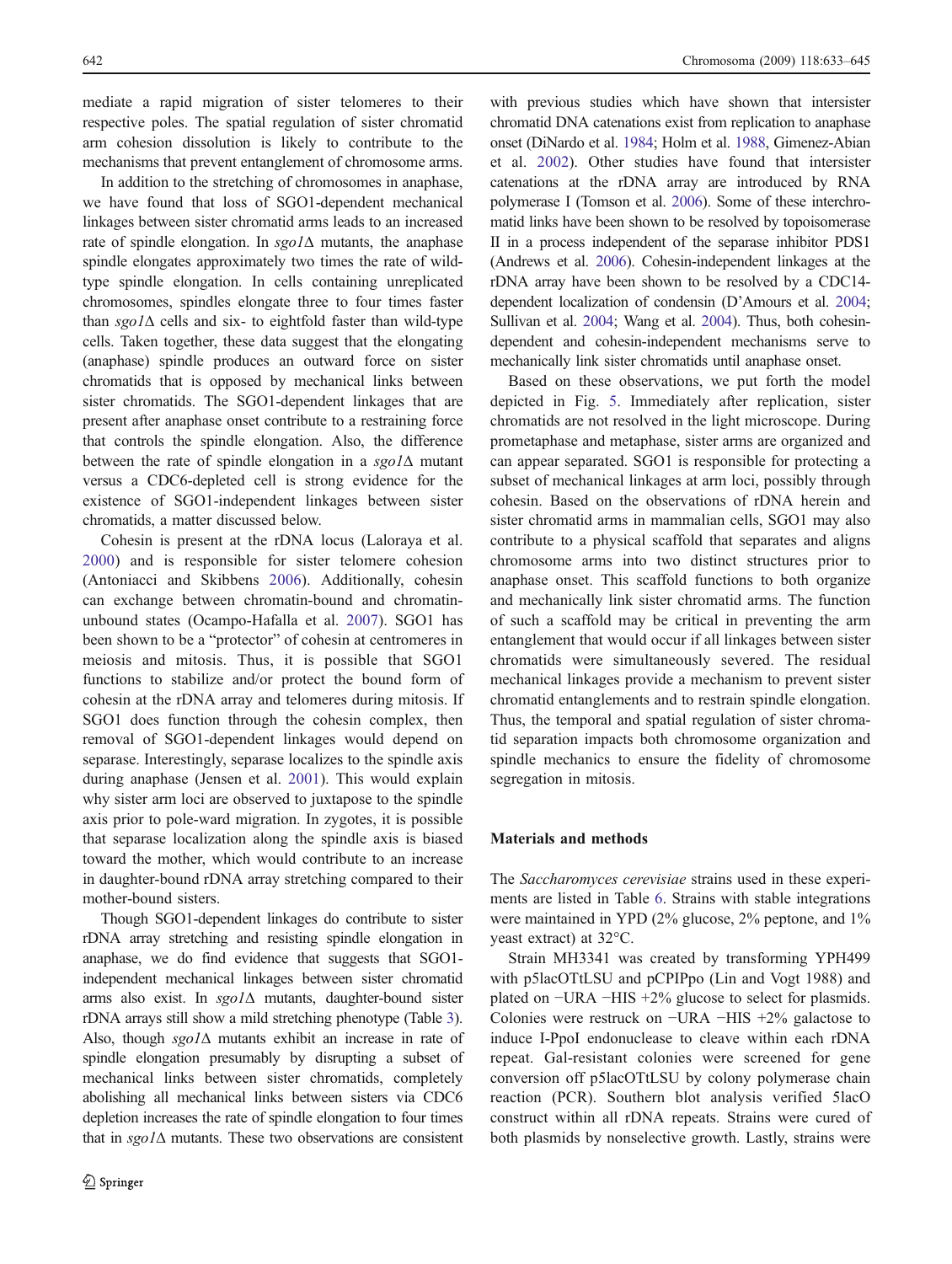mediate a rapid migration of sister telomeres to their respective poles. The spatial regulation of sister chromatid arm cohesion dissolution is likely to contribute to the mechanisms that prevent entanglement of chromosome arms.

In addition to the stretching of chromosomes in anaphase, we have found that loss of SGO1-dependent mechanical linkages between sister chromatid arms leads to an increased rate of spindle elongation. In *sgo1*Δ mutants, the anaphase spindle elongates approximately two times the rate of wild-type spindle elongation. In cells containing unreplicated chromosomes, spindles elongate three to four times faster than *sgo1*Δ cells and six- to eightfold faster than wild-type cells. Taken together, these data suggest that the elongating (anaphase) spindle produces an outward force on sister chromatids that is opposed by mechanical links between sister chromatids. The SGO1-dependent linkages that are present after anaphase onset contribute to a restraining force that controls the spindle elongation. Also, the difference between the rate of spindle elongation in a *sgo1*Δ mutant versus a CDC6-depleted cell is strong evidence for the existence of SGO1-independent linkages between sister chromatids, a matter discussed below.

Cohesin is present at the rDNA locus (Laloraya et al. 2000) and is responsible for sister telomere cohesion (Antoniacci and Skibbens 2006). Additionally, cohesin can exchange between chromatin-bound and chromatin-unbound states (Ocampo-Hafalla et al. 2007). SGO1 has been shown to be a "protector" of cohesin at centromeres in meiosis and mitosis. Thus, it is possible that SGO1 functions to stabilize and/or protect the bound form of cohesin at the rDNA array and telomeres during mitosis. If SGO1 does function through the cohesin complex, then removal of SGO1-dependent linkages would depend on separase. Interestingly, separase localizes to the spindle axis during anaphase (Jensen et al. 2001). This would explain why sister arm loci are observed to juxtapose to the spindle axis prior to pole-ward migration. In zygotes, it is possible that separase localization along the spindle axis is biased toward the mother, which would contribute to an increase in daughter-bound rDNA array stretching compared to their mother-bound sisters.

Though SGO1-dependent linkages do contribute to sister rDNA array stretching and resisting spindle elongation in anaphase, we do find evidence that suggests that SGO1-independent mechanical linkages between sister chromatid arms also exist. In *sgo1*Δ mutants, daughter-bound sister rDNA arrays still show a mild stretching phenotype (Table 3). Also, though *sgo1*Δ mutants exhibit an increase in rate of spindle elongation presumably by disrupting a subset of mechanical links between sister chromatids, completely abolishing all mechanical links between sisters via CDC6 depletion increases the rate of spindle elongation to four times that in *sgo1*Δ mutants. These two observations are consistent with previous studies which have shown that intersister chromatid DNA catenations exist from replication to anaphase onset (DiNardo et al. 1984; Holm et al. 1988, Gimenez-Abian et al. 2002). Other studies have found that intersister catenations at the rDNA array are introduced by RNA polymerase I (Tomson et al. 2006). Some of these interchromatid links have been shown to be resolved by topoisomerase II in a process independent of the separase inhibitor PDS1 (Andrews et al. 2006). Cohesin-independent linkages at the rDNA array have been shown to be resolved by a CDC14-dependent localization of condensin (D'Amours et al. 2004; Sullivan et al. 2004; Wang et al. 2004). Thus, both cohesin-dependent and cohesin-independent mechanisms serve to mechanically link sister chromatids until anaphase onset.

Based on these observations, we put forth the model depicted in Fig. 5. Immediately after replication, sister chromatids are not resolved in the light microscope. During prometaphase and metaphase, sister arms are organized and can appear separated. SGO1 is responsible for protecting a subset of mechanical linkages at arm loci, possibly through cohesin. Based on the observations of rDNA herein and sister chromatid arms in mammalian cells, SGO1 may also contribute to a physical scaffold that separates and aligns chromosome arms into two distinct structures prior to anaphase onset. This scaffold functions to both organize and mechanically link sister chromatid arms. The function of such a scaffold may be critical in preventing the arm entanglement that would occur if all linkages between sister chromatids were simultaneously severed. The residual mechanical linkages provide a mechanism to prevent sister chromatid entanglements and to restrain spindle elongation. Thus, the temporal and spatial regulation of sister chromatid separation impacts both chromosome organization and spindle mechanics to ensure the fidelity of chromosome segregation in mitosis.

## Materials and methods

The *Saccharomyces cerevisiae* strains used in these experiments are listed in Table 6. Strains with stable integrations were maintained in YPD (2% glucose, 2% peptone, and 1% yeast extract) at 32°C.

Strain MH3341 was created by transforming YPH499 with p5lacOTtLSU and pCPIPpo (Lin and Vogt 1988) and plated on −URA −HIS +2% glucose to select for plasmids. Colonies were restruck on −URA −HIS +2% galactose to induce I-PpoI endonuclease to cleave within each rDNA repeat. Gal-resistant colonies were screened for gene conversion off p5lacOTtLSU by colony polymerase chain reaction (PCR). Southern blot analysis verified 5lacO construct within all rDNA repeats. Strains were cured of both plasmids by nonselective growth. Lastly, strains were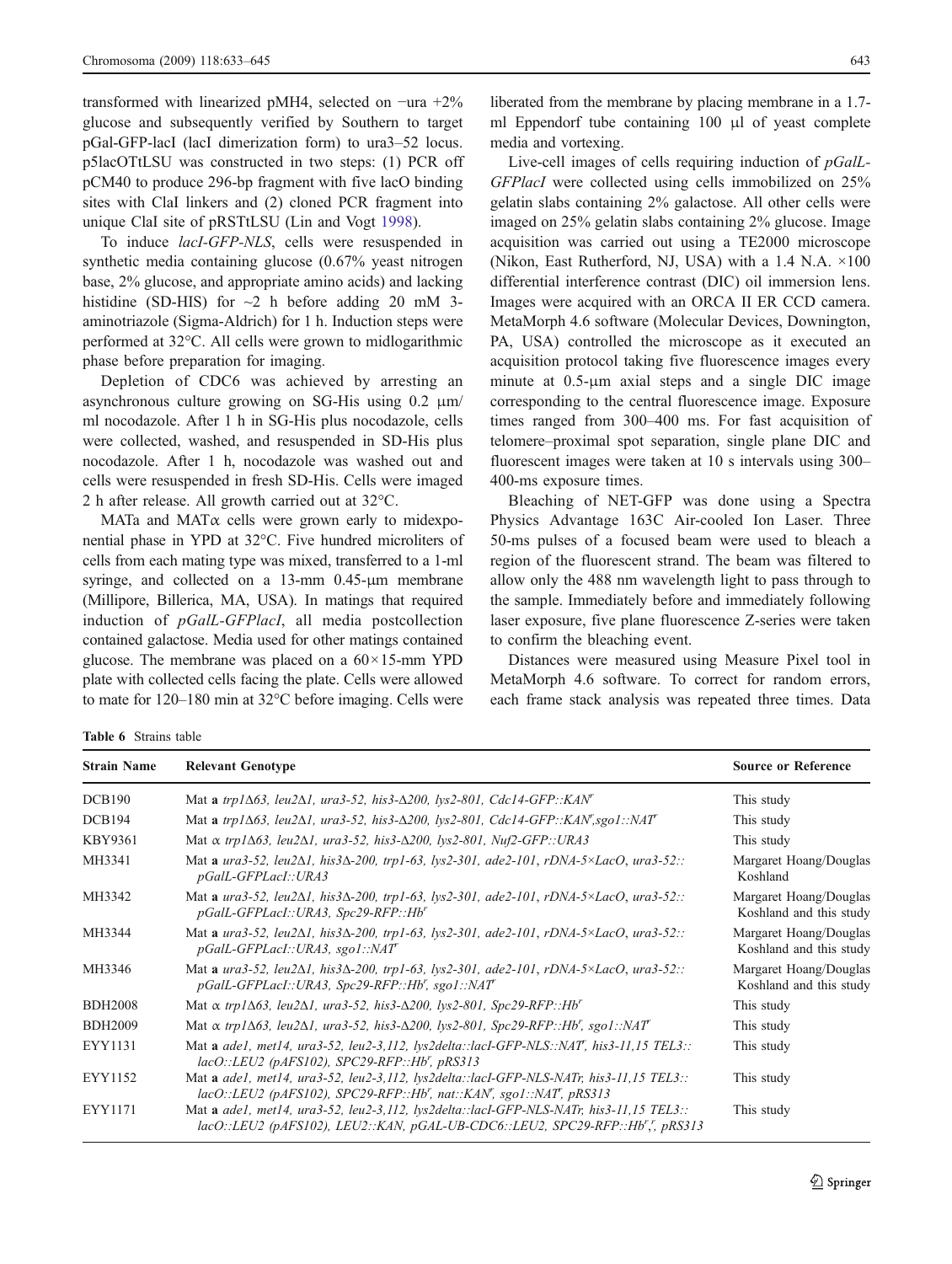transformed with linearized pMH4, selected on −ura +2% glucose and subsequently verified by Southern to target pGal-GFP-lacI (lacI dimerization form) to ura3–52 locus. p5lacOTtLSU was constructed in two steps: (1) PCR off pCM40 to produce 296-bp fragment with five lacO binding sites with ClaI linkers and (2) cloned PCR fragment into unique ClaI site of pRSTtLSU (Lin and Vogt 1998).

To induce *lacI-GFP-NLS*, cells were resuspended in synthetic media containing glucose (0.67% yeast nitrogen base, 2% glucose, and appropriate amino acids) and lacking histidine (SD-HIS) for ~2 h before adding 20 mM 3-aminotriazole (Sigma-Aldrich) for 1 h. Induction steps were performed at 32°C. All cells were grown to midlogarithmic phase before preparation for imaging.

Depletion of CDC6 was achieved by arresting an asynchronous culture growing on SG-His using 0.2 μm/ml nocodazole. After 1 h in SG-His plus nocodazole, cells were collected, washed, and resuspended in SD-His plus nocodazole. After 1 h, nocodazole was washed out and cells were resuspended in fresh SD-His. Cells were imaged 2 h after release. All growth carried out at 32°C.

MATa and MATα cells were grown early to midexponential phase in YPD at 32°C. Five hundred microliters of cells from each mating type was mixed, transferred to a 1-ml syringe, and collected on a 13-mm 0.45-μm membrane (Millipore, Billerica, MA, USA). In matings that required induction of *pGalL-GFPlacI*, all media postcollection contained galactose. Media used for other matings contained glucose. The membrane was placed on a 60×15-mm YPD plate with collected cells facing the plate. Cells were allowed to mate for 120–180 min at 32°C before imaging. Cells were liberated from the membrane by placing membrane in a 1.7-ml Eppendorf tube containing 100 μl of yeast complete media and vortexing.

Live-cell images of cells requiring induction of *pGalL-GFPlacI* were collected using cells immobilized on 25% gelatin slabs containing 2% galactose. All other cells were imaged on 25% gelatin slabs containing 2% glucose. Image acquisition was carried out using a TE2000 microscope (Nikon, East Rutherford, NJ, USA) with a 1.4 N.A. ×100 differential interference contrast (DIC) oil immersion lens. Images were acquired with an ORCA II ER CCD camera. MetaMorph 4.6 software (Molecular Devices, Downington, PA, USA) controlled the microscope as it executed an acquisition protocol taking five fluorescence images every minute at 0.5-μm axial steps and a single DIC image corresponding to the central fluorescence image. Exposure times ranged from 300–400 ms. For fast acquisition of telomere–proximal spot separation, single plane DIC and fluorescent images were taken at 10 s intervals using 300–400-ms exposure times.

Bleaching of NET-GFP was done using a Spectra Physics Advantage 163C Air-cooled Ion Laser. Three 50-ms pulses of a focused beam were used to bleach a region of the fluorescent strand. The beam was filtered to allow only the 488 nm wavelength light to pass through to the sample. Immediately before and immediately following laser exposure, five plane fluorescence Z-series were taken to confirm the bleaching event.

Distances were measured using Measure Pixel tool in MetaMorph 4.6 software. To correct for random errors, each frame stack analysis was repeated three times. Data

**Table 6** Strains table

| Strain Name | Relevant Genotype | Source or Reference |
|---|---|---|
| DCB190 | Mat **a** *trp1Δ63, leu2Δ1, ura3-52, his3-Δ200, lys2-801, Cdc14-GFP::KAN$^r$* | This study |
| DCB194 | Mat **a** *trp1Δ63, leu2Δ1, ura3-52, his3-Δ200, lys2-801, Cdc14-GFP::KAN$^r$,sgo1::NAT$^r$* | This study |
| KBY9361 | Mat α *trp1Δ63, leu2Δ1, ura3-52, his3-Δ200, lys2-801, Nuf2-GFP::URA3* | This study |
| MH3341 | Mat **a** *ura3-52, leu2Δ1, his3Δ-200, trp1-63, lys2-301, ade2-101, rDNA-5×LacO, ura3-52::pGalL-GFPLacI::URA3* | Margaret Hoang/Douglas Koshland |
| MH3342 | Mat **a** *ura3-52, leu2Δ1, his3Δ-200, trp1-63, lys2-301, ade2-101, rDNA-5×LacO, ura3-52::pGalL-GFPLacI::URA3, Spc29-RFP::Hb$^r$* | Margaret Hoang/Douglas Koshland and this study |
| MH3344 | Mat **a** *ura3-52, leu2Δ1, his3Δ-200, trp1-63, lys2-301, ade2-101, rDNA-5×LacO, ura3-52::pGalL-GFPLacI::URA3, sgo1::NAT$^r$* | Margaret Hoang/Douglas Koshland and this study |
| MH3346 | Mat **a** *ura3-52, leu2Δ1, his3Δ-200, trp1-63, lys2-301, ade2-101, rDNA-5×LacO, ura3-52::pGalL-GFPLacI::URA3, Spc29-RFP::Hb$^r$, sgo1::NAT$^r$* | Margaret Hoang/Douglas Koshland and this study |
| BDH2008 | Mat α *trp1Δ63, leu2Δ1, ura3-52, his3-Δ200, lys2-801, Spc29-RFP::Hb$^r$* | This study |
| BDH2009 | Mat α *trp1Δ63, leu2Δ1, ura3-52, his3-Δ200, lys2-801, Spc29-RFP::Hb$^r$, sgo1::NAT$^r$* | This study |
| EYY1131 | Mat **a** *ade1, met14, ura3-52, leu2-3,112, lys2delta::lacI-GFP-NLS::NAT$^r$, his3-11,15 TEL3::lacO::LEU2 (pAFS102), SPC29-RFP::Hb$^r$, pRS313* | This study |
| EYY1152 | Mat **a** *ade1, met14, ura3-52, leu2-3,112, lys2delta::lacI-GFP-NLS-NATr, his3-11,15 TEL3::lacO::LEU2 (pAFS102), SPC29-RFP::Hb$^r$, nat::KAN$^r$, sgo1::NAT$^r$, pRS313* | This study |
| EYY1171 | Mat **a** *ade1, met14, ura3-52, leu2-3,112, lys2delta::lacI-GFP-NLS-NATr, his3-11,15 TEL3::lacO::LEU2 (pAFS102), LEU2::KAN, pGAL-UB-CDC6::LEU2, SPC29-RFP::Hb$^r$,$^r$, pRS313* | This study |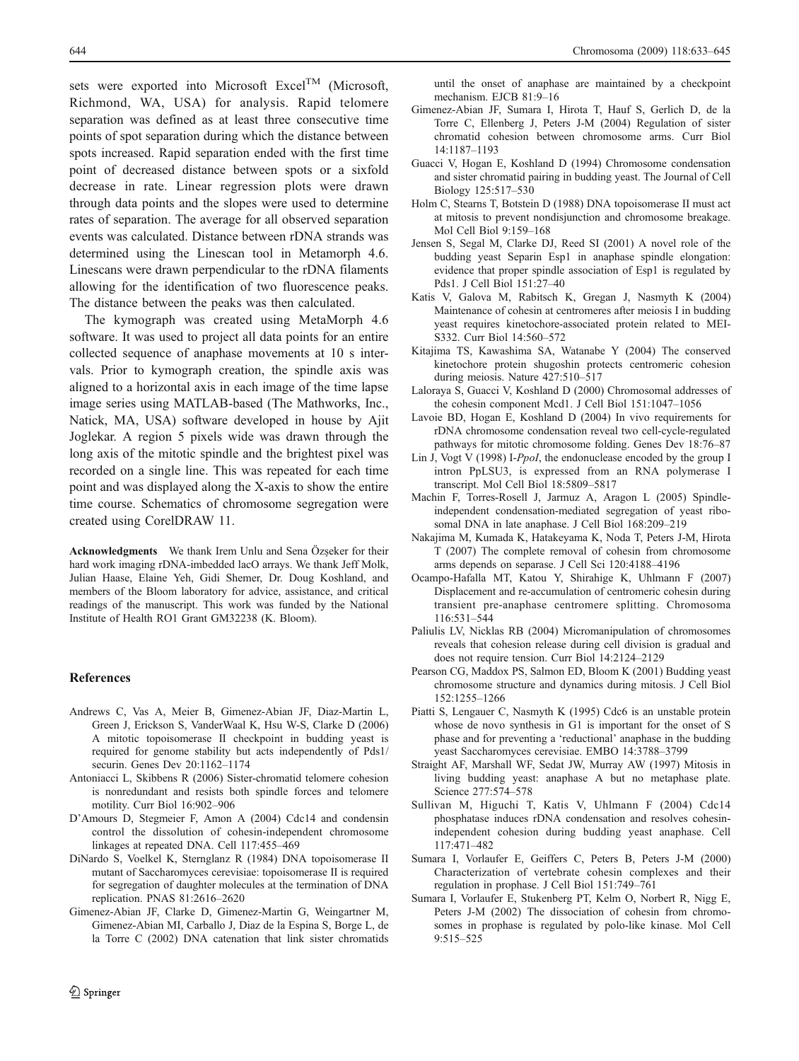sets were exported into Microsoft Excel™ (Microsoft, Richmond, WA, USA) for analysis. Rapid telomere separation was defined as at least three consecutive time points of spot separation during which the distance between spots increased. Rapid separation ended with the first time point of decreased distance between spots or a sixfold decrease in rate. Linear regression plots were drawn through data points and the slopes were used to determine rates of separation. The average for all observed separation events was calculated. Distance between rDNA strands was determined using the Linescan tool in Metamorph 4.6. Linescans were drawn perpendicular to the rDNA filaments allowing for the identification of two fluorescence peaks. The distance between the peaks was then calculated.

The kymograph was created using MetaMorph 4.6 software. It was used to project all data points for an entire collected sequence of anaphase movements at 10 s intervals. Prior to kymograph creation, the spindle axis was aligned to a horizontal axis in each image of the time lapse image series using MATLAB-based (The Mathworks, Inc., Natick, MA, USA) software developed in house by Ajit Joglekar. A region 5 pixels wide was drawn through the long axis of the mitotic spindle and the brightest pixel was recorded on a single line. This was repeated for each time point and was displayed along the X-axis to show the entire time course. Schematics of chromosome segregation were created using CorelDRAW 11.

**Acknowledgments** We thank Irem Unlu and Sena Özşeker for their hard work imaging rDNA-imbedded lacO arrays. We thank Jeff Molk, Julian Haase, Elaine Yeh, Gidi Shemer, Dr. Doug Koshland, and members of the Bloom laboratory for advice, assistance, and critical readings of the manuscript. This work was funded by the National Institute of Health RO1 Grant GM32238 (K. Bloom).

## References

Andrews C, Vas A, Meier B, Gimenez-Abian JF, Diaz-Martin L, Green J, Erickson S, VanderWaal K, Hsu W-S, Clarke D (2006) A mitotic topoisomerase II checkpoint in budding yeast is required for genome stability but acts independently of Pds1/securin. Genes Dev 20:1162–1174

Antoniacci L, Skibbens R (2006) Sister-chromatid telomere cohesion is nonredundant and resists both spindle forces and telomere motility. Curr Biol 16:902–906

D'Amours D, Stegmeier F, Amon A (2004) Cdc14 and condensin control the dissolution of cohesin-independent chromosome linkages at repeated DNA. Cell 117:455–469

DiNardo S, Voelkel K, Sternglanz R (1984) DNA topoisomerase II mutant of Saccharomyces cerevisiae: topoisomerase II is required for segregation of daughter molecules at the termination of DNA replication. PNAS 81:2616–2620

Gimenez-Abian JF, Clarke D, Gimenez-Martin G, Weingartner M, Gimenez-Abian MI, Carballo J, Diaz de la Espina S, Borge L, de la Torre C (2002) DNA catenation that link sister chromatids until the onset of anaphase are maintained by a checkpoint mechanism. EJCB 81:9–16

Gimenez-Abian JF, Sumara I, Hirota T, Hauf S, Gerlich D, de la Torre C, Ellenberg J, Peters J-M (2004) Regulation of sister chromatid cohesion between chromosome arms. Curr Biol 14:1187–1193

Guacci V, Hogan E, Koshland D (1994) Chromosome condensation and sister chromatid pairing in budding yeast. The Journal of Cell Biology 125:517–530

Holm C, Stearns T, Botstein D (1988) DNA topoisomerase II must act at mitosis to prevent nondisjunction and chromosome breakage. Mol Cell Biol 9:159–168

Jensen S, Segal M, Clarke DJ, Reed SI (2001) A novel role of the budding yeast Separin Esp1 in anaphase spindle elongation: evidence that proper spindle association of Esp1 is regulated by Pds1. J Cell Biol 151:27–40

Katis V, Galova M, Rabitsch K, Gregan J, Nasmyth K (2004) Maintenance of cohesin at centromeres after meiosis I in budding yeast requires kinetochore-associated protein related to MEI-S332. Curr Biol 14:560–572

Kitajima TS, Kawashima SA, Watanabe Y (2004) The conserved kinetochore protein shugoshin protects centromeric cohesion during meiosis. Nature 427:510–517

Laloraya S, Guacci V, Koshland D (2000) Chromosomal addresses of the cohesin component Mcd1. J Cell Biol 151:1047–1056

Lavoie BD, Hogan E, Koshland D (2004) In vivo requirements for rDNA chromosome condensation reveal two cell-cycle-regulated pathways for mitotic chromosome folding. Genes Dev 18:76–87

Lin J, Vogt V (1998) I-*PpoI*, the endonuclease encoded by the group I intron PpLSU3, is expressed from an RNA polymerase I transcript. Mol Cell Biol 18:5809–5817

Machin F, Torres-Rosell J, Jarmuz A, Aragon L (2005) Spindle-independent condensation-mediated segregation of yeast ribosomal DNA in late anaphase. J Cell Biol 168:209–219

Nakajima M, Kumada K, Hatakeyama K, Noda T, Peters J-M, Hirota T (2007) The complete removal of cohesin from chromosome arms depends on separase. J Cell Sci 120:4188–4196

Ocampo-Hafalla MT, Katou Y, Shirahige K, Uhlmann F (2007) Displacement and re-accumulation of centromeric cohesin during transient pre-anaphase centromere splitting. Chromosoma 116:531–544

Paliulis LV, Nicklas RB (2004) Micromanipulation of chromosomes reveals that cohesion release during cell division is gradual and does not require tension. Curr Biol 14:2124–2129

Pearson CG, Maddox PS, Salmon ED, Bloom K (2001) Budding yeast chromosome structure and dynamics during mitosis. J Cell Biol 152:1255–1266

Piatti S, Lengauer C, Nasmyth K (1995) Cdc6 is an unstable protein whose de novo synthesis in G1 is important for the onset of S phase and for preventing a 'reductional' anaphase in the budding yeast Saccharomyces cerevisiae. EMBO 14:3788–3799

Straight AF, Marshall WF, Sedat JW, Murray AW (1997) Mitosis in living budding yeast: anaphase A but no metaphase plate. Science 277:574–578

Sullivan M, Higuchi T, Katis V, Uhlmann F (2004) Cdc14 phosphatase induces rDNA condensation and resolves cohesin-independent cohesion during budding yeast anaphase. Cell 117:471–482

Sumara I, Vorlaufer E, Geiffers C, Peters B, Peters J-M (2000) Characterization of vertebrate cohesin complexes and their regulation in prophase. J Cell Biol 151:749–761

Sumara I, Vorlaufer E, Stukenberg PT, Kelm O, Norbert R, Nigg E, Peters J-M (2002) The dissociation of cohesin from chromosomes in prophase is regulated by polo-like kinase. Mol Cell 9:515–525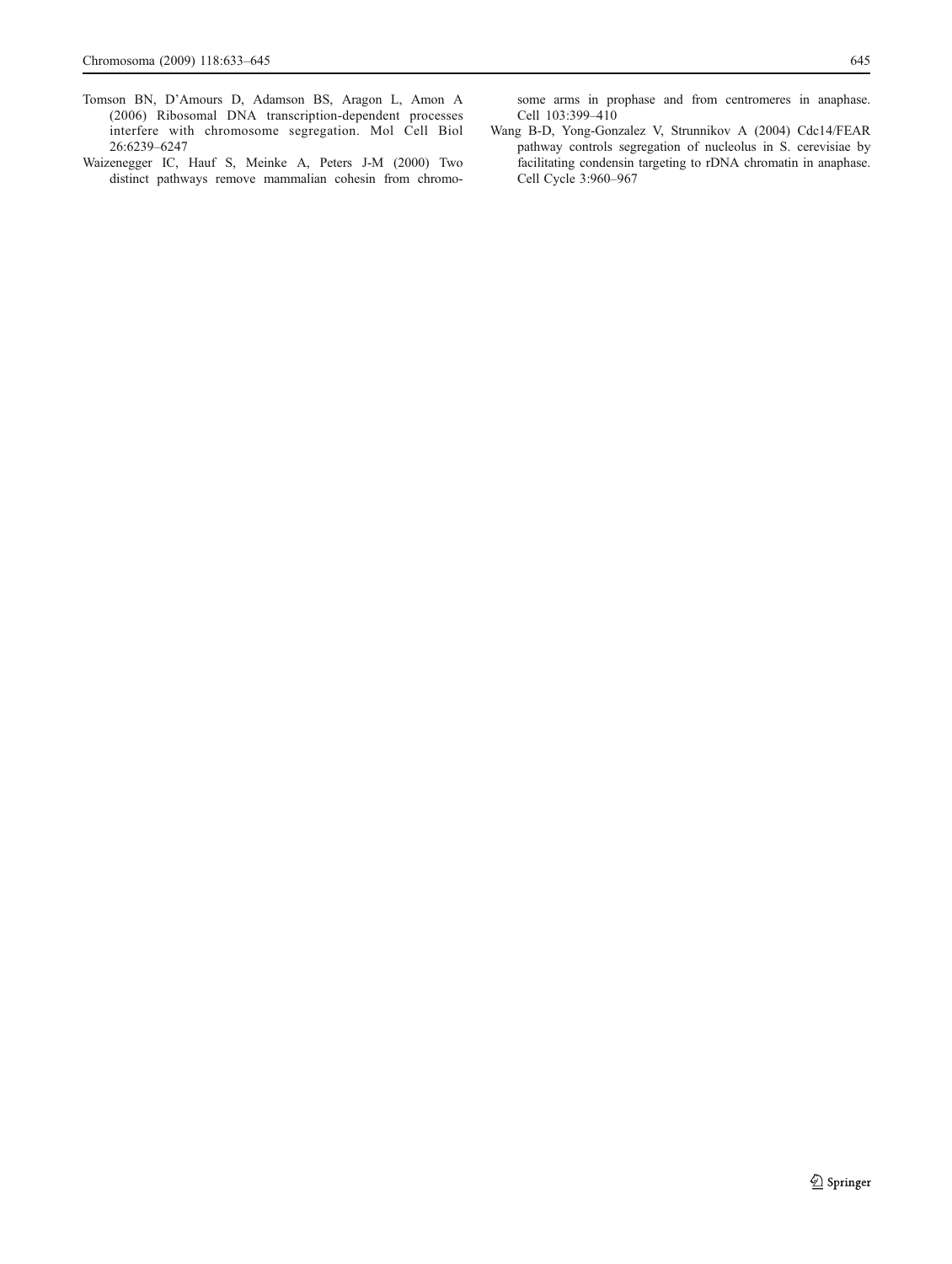Tomson BN, D'Amours D, Adamson BS, Aragon L, Amon A (2006) Ribosomal DNA transcription-dependent processes interfere with chromosome segregation. Mol Cell Biol 26:6239–6247

Waizenegger IC, Hauf S, Meinke A, Peters J-M (2000) Two distinct pathways remove mammalian cohesin from chromosome arms in prophase and from centromeres in anaphase. Cell 103:399–410

Wang B-D, Yong-Gonzalez V, Strunnikov A (2004) Cdc14/FEAR pathway controls segregation of nucleolus in S. cerevisiae by facilitating condensin targeting to rDNA chromatin in anaphase. Cell Cycle 3:960–967